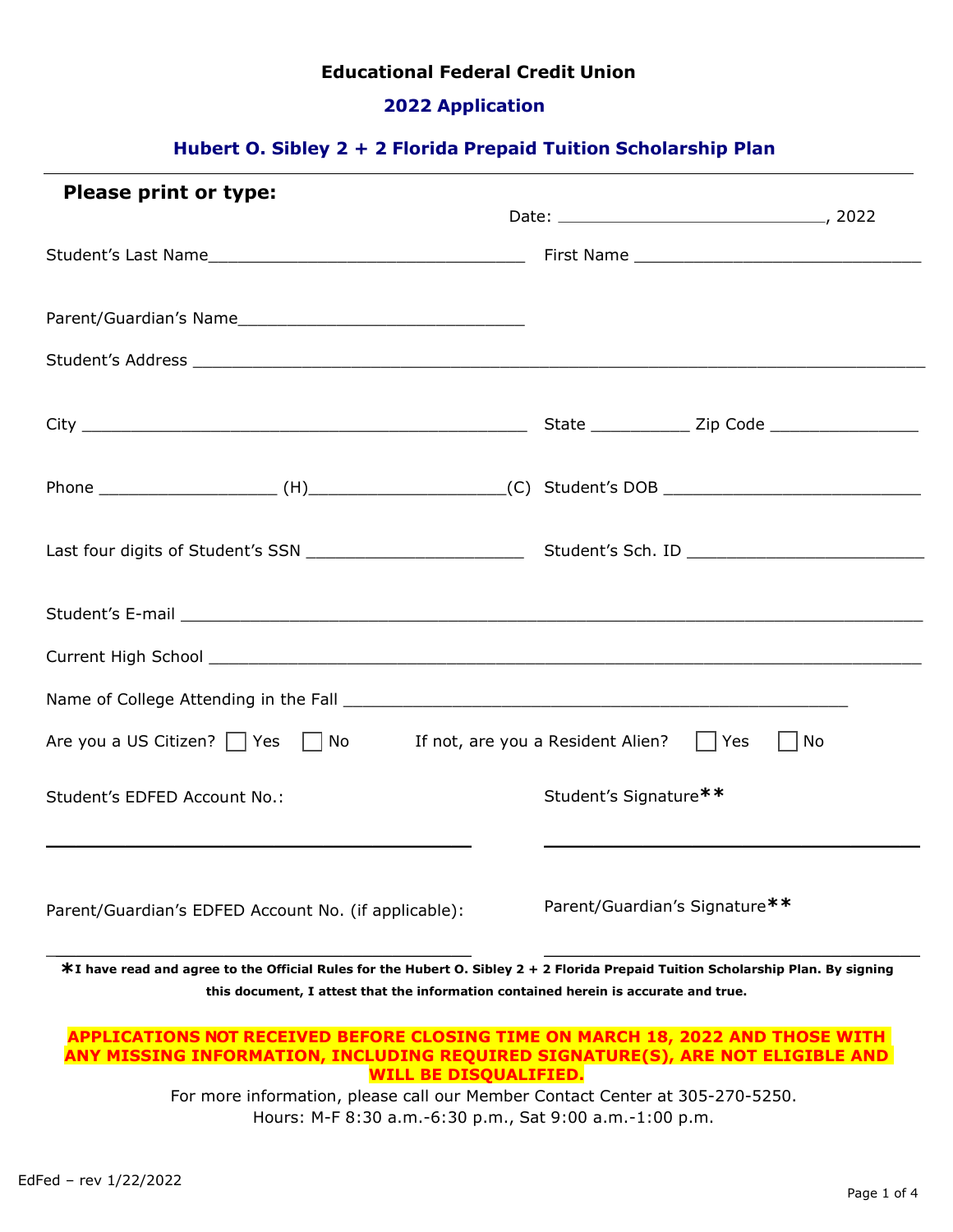**Educational Federal Credit Union**

**2022 Application**

**Hubert O. Sibley 2 + 2 Florida Prepaid Tuition Scholarship Plan**

---

**Please print or type:**

Date: ____________________________, 2022

Student's Last Name________________________________ First Name ______________________________

Parent/Guardian's Name______________________________

Student's Address ___________________________________________________________________________

City _______________________________________________ State __________ Zip Code _______________

Phone __________________ (H)___________________(C) Student's DOB __________________________

Last four digits of Student's SSN ______________________ Student's Sch. ID _________________________

Student's E-mail _____________________________________________________________________________

Current High School __________________________________________________________________________

Name of College Attending in the Fall _____________________________________________________

Are you a US Citizen? ☐ Yes ☐ No     If not, are you a Resident Alien? ☐ Yes ☐ No

Student's EDFED Account No.: ______________________________

Student's Signature** ______________________________

Parent/Guardian's EDFED Account No. (if applicable): ______________________________

Parent/Guardian's Signature** ______________________________

***I have read and agree to the Official Rules for the Hubert O. Sibley 2 + 2 Florida Prepaid Tuition Scholarship Plan. By signing this document, I attest that the information contained herein is accurate and true.**

**APPLICATIONS NOT RECEIVED BEFORE CLOSING TIME ON MARCH 18, 2022 AND THOSE WITH ANY MISSING INFORMATION, INCLUDING REQUIRED SIGNATURE(S), ARE NOT ELIGIBLE AND WILL BE DISQUALIFIED.**

For more information, please call our Member Contact Center at 305-270-5250.
Hours: M-F 8:30 a.m.-6:30 p.m., Sat 9:00 a.m.-1:00 p.m.

EdFed – rev 1/22/2022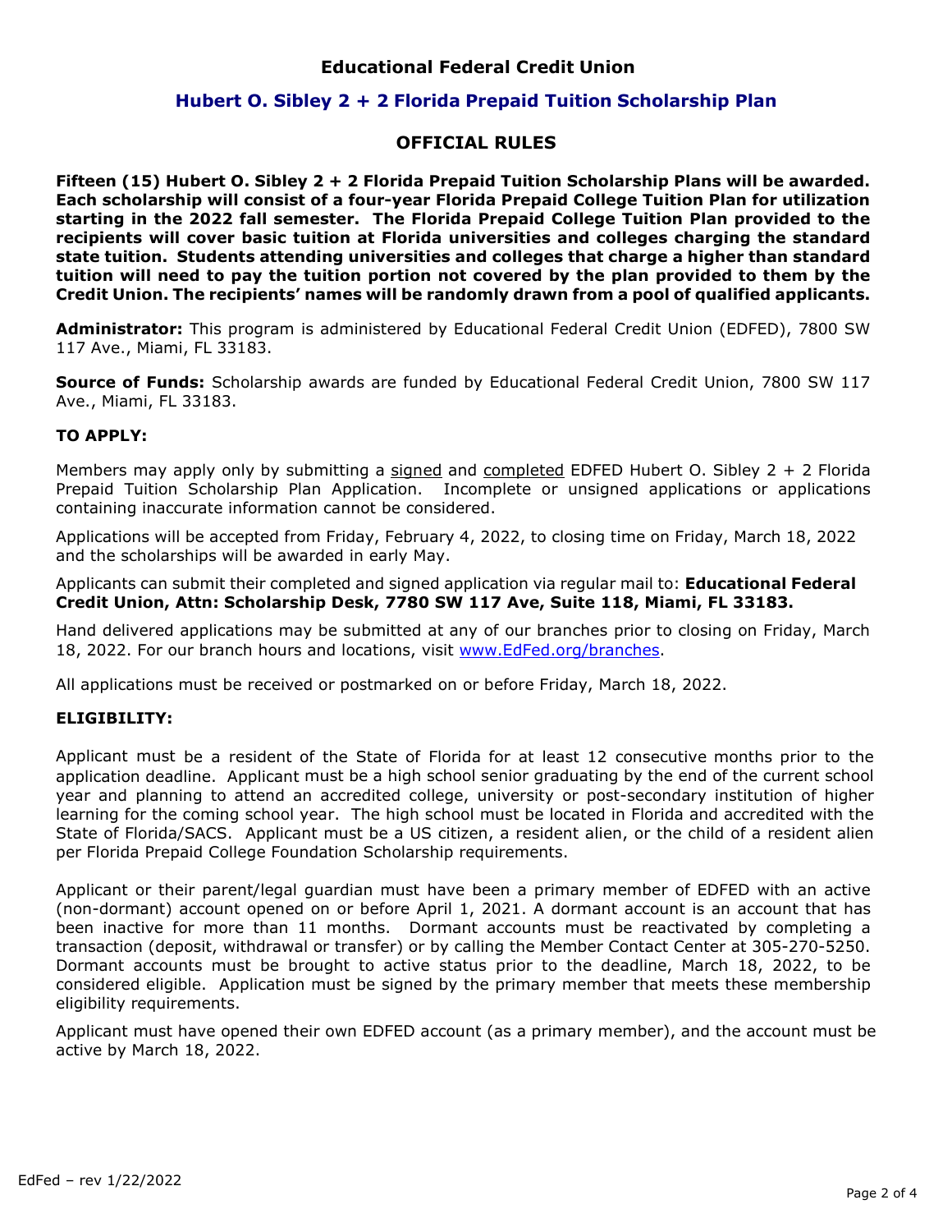# Educational Federal Credit Union

## Hubert O. Sibley 2 + 2 Florida Prepaid Tuition Scholarship Plan

## OFFICIAL RULES

**Fifteen (15) Hubert O. Sibley 2 + 2 Florida Prepaid Tuition Scholarship Plans will be awarded. Each scholarship will consist of a four-year Florida Prepaid College Tuition Plan for utilization starting in the 2022 fall semester. The Florida Prepaid College Tuition Plan provided to the recipients will cover basic tuition at Florida universities and colleges charging the standard state tuition. Students attending universities and colleges that charge a higher than standard tuition will need to pay the tuition portion not covered by the plan provided to them by the Credit Union. The recipients' names will be randomly drawn from a pool of qualified applicants.**

**Administrator:** This program is administered by Educational Federal Credit Union (EDFED), 7800 SW 117 Ave., Miami, FL 33183.

**Source of Funds:** Scholarship awards are funded by Educational Federal Credit Union, 7800 SW 117 Ave., Miami, FL 33183.

### TO APPLY:

Members may apply only by submitting a signed and completed EDFED Hubert O. Sibley 2 + 2 Florida Prepaid Tuition Scholarship Plan Application. Incomplete or unsigned applications or applications containing inaccurate information cannot be considered.

Applications will be accepted from Friday, February 4, 2022, to closing time on Friday, March 18, 2022 and the scholarships will be awarded in early May.

Applicants can submit their completed and signed application via regular mail to: **Educational Federal Credit Union, Attn: Scholarship Desk, 7780 SW 117 Ave, Suite 118, Miami, FL 33183.**

Hand delivered applications may be submitted at any of our branches prior to closing on Friday, March 18, 2022. For our branch hours and locations, visit www.EdFed.org/branches.

All applications must be received or postmarked on or before Friday, March 18, 2022.

### ELIGIBILITY:

Applicant must be a resident of the State of Florida for at least 12 consecutive months prior to the application deadline. Applicant must be a high school senior graduating by the end of the current school year and planning to attend an accredited college, university or post-secondary institution of higher learning for the coming school year. The high school must be located in Florida and accredited with the State of Florida/SACS. Applicant must be a US citizen, a resident alien, or the child of a resident alien per Florida Prepaid College Foundation Scholarship requirements.

Applicant or their parent/legal guardian must have been a primary member of EDFED with an active (non-dormant) account opened on or before April 1, 2021. A dormant account is an account that has been inactive for more than 11 months. Dormant accounts must be reactivated by completing a transaction (deposit, withdrawal or transfer) or by calling the Member Contact Center at 305-270-5250. Dormant accounts must be brought to active status prior to the deadline, March 18, 2022, to be considered eligible. Application must be signed by the primary member that meets these membership eligibility requirements.

Applicant must have opened their own EDFED account (as a primary member), and the account must be active by March 18, 2022.

EdFed – rev 1/22/2022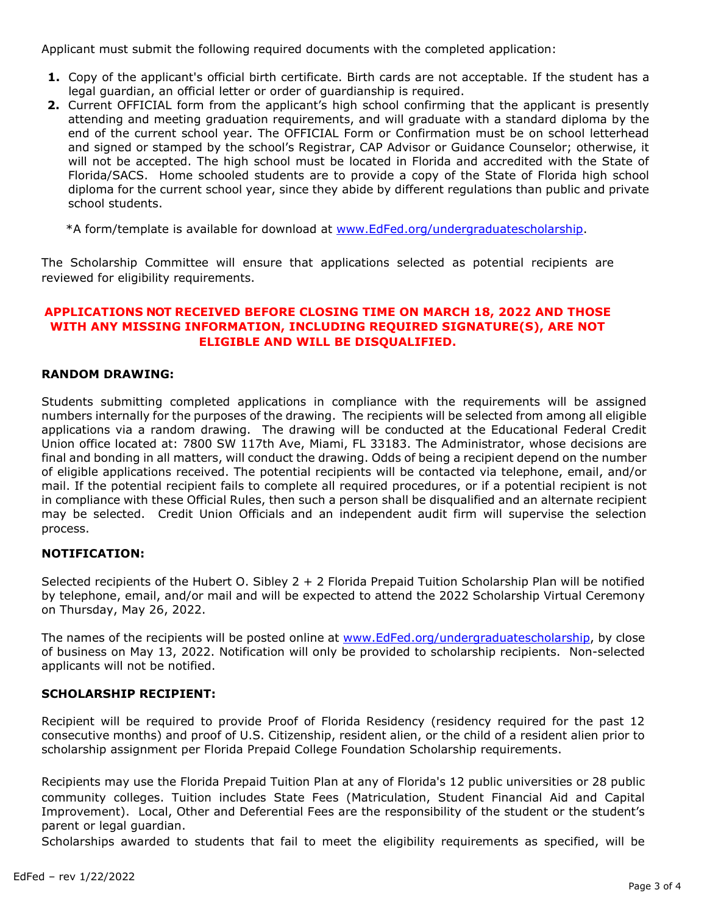Applicant must submit the following required documents with the completed application:

1. Copy of the applicant's official birth certificate. Birth cards are not acceptable. If the student has a legal guardian, an official letter or order of guardianship is required.
2. Current OFFICIAL form from the applicant's high school confirming that the applicant is presently attending and meeting graduation requirements, and will graduate with a standard diploma by the end of the current school year. The OFFICIAL Form or Confirmation must be on school letterhead and signed or stamped by the school's Registrar, CAP Advisor or Guidance Counselor; otherwise, it will not be accepted. The high school must be located in Florida and accredited with the State of Florida/SACS. Home schooled students are to provide a copy of the State of Florida high school diploma for the current school year, since they abide by different regulations than public and private school students.

   *A form/template is available for download at www.EdFed.org/undergraduatescholarship.

The Scholarship Committee will ensure that applications selected as potential recipients are reviewed for eligibility requirements.

**APPLICATIONS NOT RECEIVED BEFORE CLOSING TIME ON MARCH 18, 2022 AND THOSE WITH ANY MISSING INFORMATION, INCLUDING REQUIRED SIGNATURE(S), ARE NOT ELIGIBLE AND WILL BE DISQUALIFIED.**

**RANDOM DRAWING:**

Students submitting completed applications in compliance with the requirements will be assigned numbers internally for the purposes of the drawing. The recipients will be selected from among all eligible applications via a random drawing. The drawing will be conducted at the Educational Federal Credit Union office located at: 7800 SW 117th Ave, Miami, FL 33183. The Administrator, whose decisions are final and bonding in all matters, will conduct the drawing. Odds of being a recipient depend on the number of eligible applications received. The potential recipients will be contacted via telephone, email, and/or mail. If the potential recipient fails to complete all required procedures, or if a potential recipient is not in compliance with these Official Rules, then such a person shall be disqualified and an alternate recipient may be selected. Credit Union Officials and an independent audit firm will supervise the selection process.

**NOTIFICATION:**

Selected recipients of the Hubert O. Sibley 2 + 2 Florida Prepaid Tuition Scholarship Plan will be notified by telephone, email, and/or mail and will be expected to attend the 2022 Scholarship Virtual Ceremony on Thursday, May 26, 2022.

The names of the recipients will be posted online at www.EdFed.org/undergraduatescholarship, by close of business on May 13, 2022. Notification will only be provided to scholarship recipients. Non-selected applicants will not be notified.

**SCHOLARSHIP RECIPIENT:**

Recipient will be required to provide Proof of Florida Residency (residency required for the past 12 consecutive months) and proof of U.S. Citizenship, resident alien, or the child of a resident alien prior to scholarship assignment per Florida Prepaid College Foundation Scholarship requirements.

Recipients may use the Florida Prepaid Tuition Plan at any of Florida's 12 public universities or 28 public community colleges. Tuition includes State Fees (Matriculation, Student Financial Aid and Capital Improvement). Local, Other and Deferential Fees are the responsibility of the student or the student's parent or legal guardian.

Scholarships awarded to students that fail to meet the eligibility requirements as specified, will be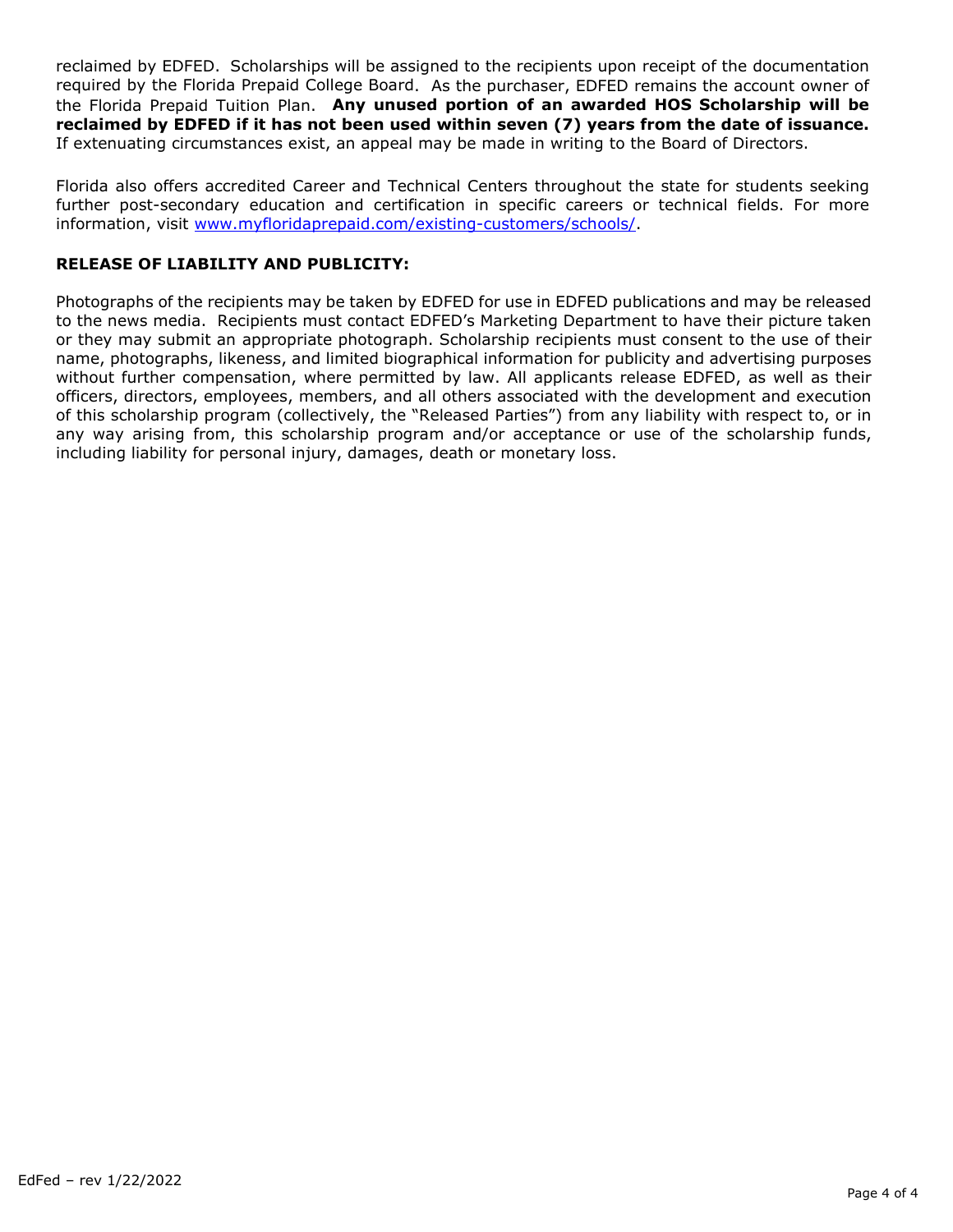reclaimed by EDFED. Scholarships will be assigned to the recipients upon receipt of the documentation required by the Florida Prepaid College Board. As the purchaser, EDFED remains the account owner of the Florida Prepaid Tuition Plan. **Any unused portion of an awarded HOS Scholarship will be reclaimed by EDFED if it has not been used within seven (7) years from the date of issuance.** If extenuating circumstances exist, an appeal may be made in writing to the Board of Directors.

Florida also offers accredited Career and Technical Centers throughout the state for students seeking further post-secondary education and certification in specific careers or technical fields. For more information, visit [www.myfloridaprepaid.com/existing-customers/schools/](www.myfloridaprepaid.com/existing-customers/schools/).

**RELEASE OF LIABILITY AND PUBLICITY:**

Photographs of the recipients may be taken by EDFED for use in EDFED publications and may be released to the news media. Recipients must contact EDFED's Marketing Department to have their picture taken or they may submit an appropriate photograph. Scholarship recipients must consent to the use of their name, photographs, likeness, and limited biographical information for publicity and advertising purposes without further compensation, where permitted by law. All applicants release EDFED, as well as their officers, directors, employees, members, and all others associated with the development and execution of this scholarship program (collectively, the "Released Parties") from any liability with respect to, or in any way arising from, this scholarship program and/or acceptance or use of the scholarship funds, including liability for personal injury, damages, death or monetary loss.

EdFed – rev 1/22/2022